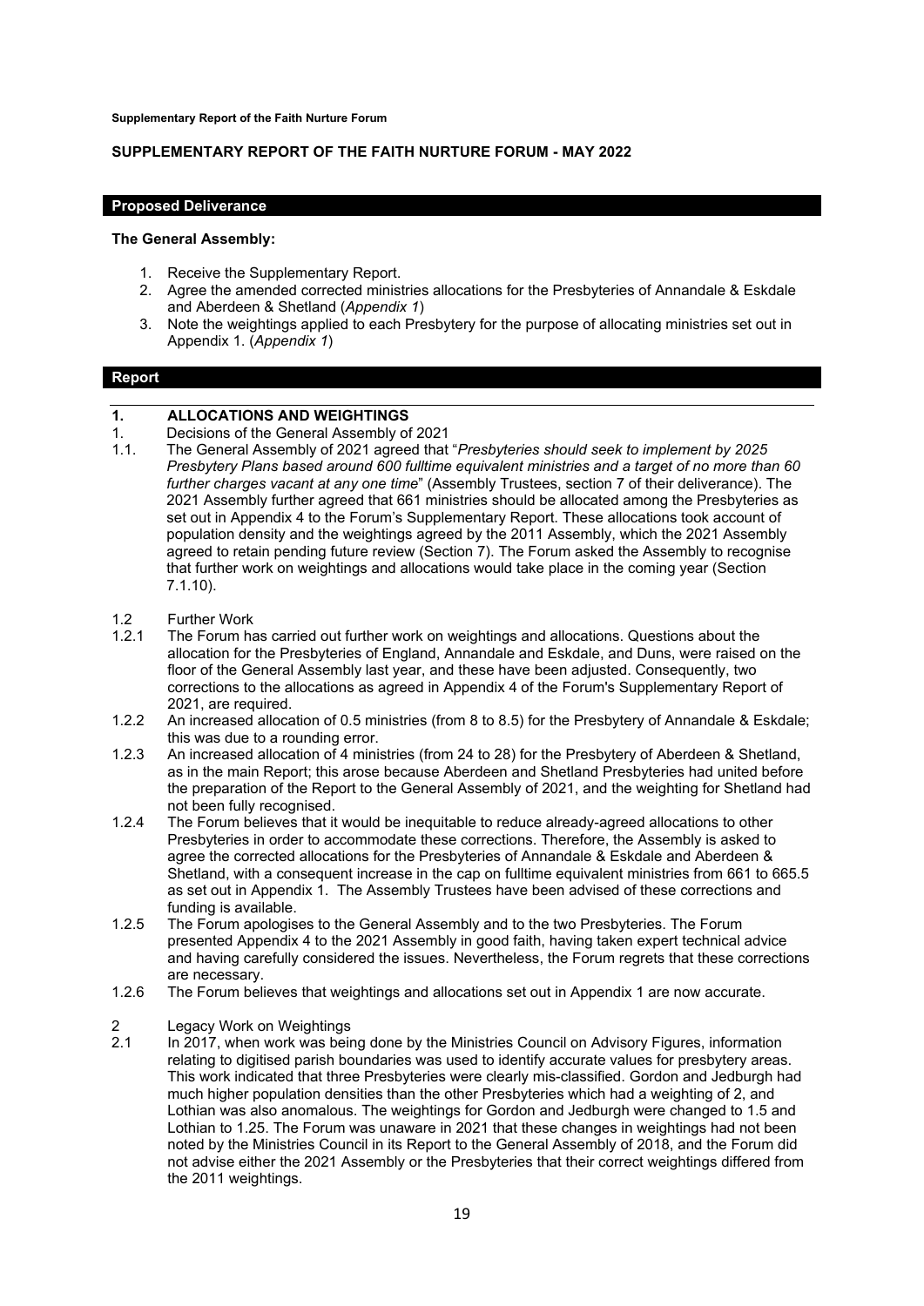# SUPPLEMENTARY REPORT OF THE FAITH NURTURE FORUM - MAY 2022

## Proposed Deliverance

**The General Assembly:**

1. Receive the Supplementary Report.
2. Agree the amended corrected ministries allocations for the Presbyteries of Annandale & Eskdale and Aberdeen & Shetland (*Appendix 1*)
3. Note the weightings applied to each Presbytery for the purpose of allocating ministries set out in Appendix 1. (*Appendix 1*)

## Report

### 1. ALLOCATIONS AND WEIGHTINGS

1. Decisions of the General Assembly of 2021

1.1. The General Assembly of 2021 agreed that "*Presbyteries should seek to implement by 2025 Presbytery Plans based around 600 fulltime equivalent ministries and a target of no more than 60 further charges vacant at any one time*" (Assembly Trustees, section 7 of their deliverance). The 2021 Assembly further agreed that 661 ministries should be allocated among the Presbyteries as set out in Appendix 4 to the Forum's Supplementary Report. These allocations took account of population density and the weightings agreed by the 2011 Assembly, which the 2021 Assembly agreed to retain pending future review (Section 7). The Forum asked the Assembly to recognise that further work on weightings and allocations would take place in the coming year (Section 7.1.10).

1.2 Further Work

1.2.1 The Forum has carried out further work on weightings and allocations. Questions about the allocation for the Presbyteries of England, Annandale and Eskdale, and Duns, were raised on the floor of the General Assembly last year, and these have been adjusted. Consequently, two corrections to the allocations as agreed in Appendix 4 of the Forum's Supplementary Report of 2021, are required.

1.2.2 An increased allocation of 0.5 ministries (from 8 to 8.5) for the Presbytery of Annandale & Eskdale; this was due to a rounding error.

1.2.3 An increased allocation of 4 ministries (from 24 to 28) for the Presbytery of Aberdeen & Shetland, as in the main Report; this arose because Aberdeen and Shetland Presbyteries had united before the preparation of the Report to the General Assembly of 2021, and the weighting for Shetland had not been fully recognised.

1.2.4 The Forum believes that it would be inequitable to reduce already-agreed allocations to other Presbyteries in order to accommodate these corrections. Therefore, the Assembly is asked to agree the corrected allocations for the Presbyteries of Annandale & Eskdale and Aberdeen & Shetland, with a consequent increase in the cap on fulltime equivalent ministries from 661 to 665.5 as set out in Appendix 1. The Assembly Trustees have been advised of these corrections and funding is available.

1.2.5 The Forum apologises to the General Assembly and to the two Presbyteries. The Forum presented Appendix 4 to the 2021 Assembly in good faith, having taken expert technical advice and having carefully considered the issues. Nevertheless, the Forum regrets that these corrections are necessary.

1.2.6 The Forum believes that weightings and allocations set out in Appendix 1 are now accurate.

2 Legacy Work on Weightings

2.1 In 2017, when work was being done by the Ministries Council on Advisory Figures, information relating to digitised parish boundaries was used to identify accurate values for presbytery areas. This work indicated that three Presbyteries were clearly mis-classified. Gordon and Jedburgh had much higher population densities than the other Presbyteries which had a weighting of 2, and Lothian was also anomalous. The weightings for Gordon and Jedburgh were changed to 1.5 and Lothian to 1.25. The Forum was unaware in 2021 that these changes in weightings had not been noted by the Ministries Council in its Report to the General Assembly of 2018, and the Forum did not advise either the 2021 Assembly or the Presbyteries that their correct weightings differed from the 2011 weightings.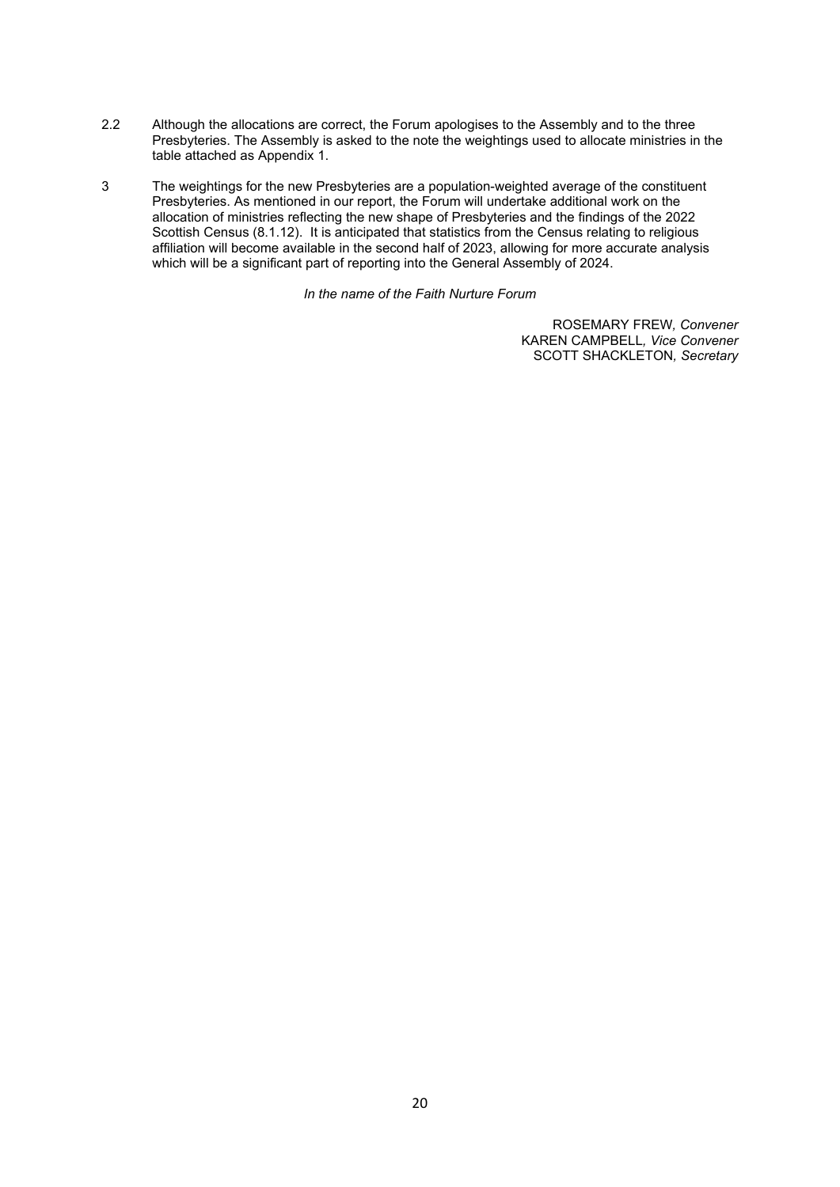2.2 Although the allocations are correct, the Forum apologises to the Assembly and to the three Presbyteries. The Assembly is asked to the note the weightings used to allocate ministries in the table attached as Appendix 1.

3 The weightings for the new Presbyteries are a population-weighted average of the constituent Presbyteries. As mentioned in our report, the Forum will undertake additional work on the allocation of ministries reflecting the new shape of Presbyteries and the findings of the 2022 Scottish Census (8.1.12). It is anticipated that statistics from the Census relating to religious affiliation will become available in the second half of 2023, allowing for more accurate analysis which will be a significant part of reporting into the General Assembly of 2024.

*In the name of the Faith Nurture Forum*

ROSEMARY FREW, *Convener*
KAREN CAMPBELL, *Vice Convener*
SCOTT SHACKLETON, *Secretary*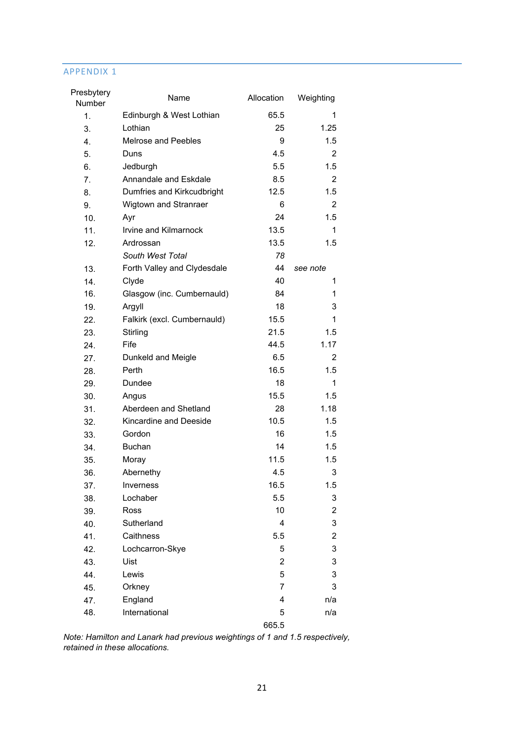## APPENDIX 1

| Presbytery Number | Name | Allocation | Weighting |
|---|---|---|---|
| 1. | Edinburgh & West Lothian | 65.5 | 1 |
| 3. | Lothian | 25 | 1.25 |
| 4. | Melrose and Peebles | 9 | 1.5 |
| 5. | Duns | 4.5 | 2 |
| 6. | Jedburgh | 5.5 | 1.5 |
| 7. | Annandale and Eskdale | 8.5 | 2 |
| 8. | Dumfries and Kirkcudbright | 12.5 | 1.5 |
| 9. | Wigtown and Stranraer | 6 | 2 |
| 10. | Ayr | 24 | 1.5 |
| 11. | Irvine and Kilmarnock | 13.5 | 1 |
| 12. | Ardrossan | 13.5 | 1.5 |
| | *South West Total* | *78* | |
| 13. | Forth Valley and Clydesdale | 44 | *see note* |
| 14. | Clyde | 40 | 1 |
| 16. | Glasgow (inc. Cumbernauld) | 84 | 1 |
| 19. | Argyll | 18 | 3 |
| 22. | Falkirk (excl. Cumbernauld) | 15.5 | 1 |
| 23. | Stirling | 21.5 | 1.5 |
| 24. | Fife | 44.5 | 1.17 |
| 27. | Dunkeld and Meigle | 6.5 | 2 |
| 28. | Perth | 16.5 | 1.5 |
| 29. | Dundee | 18 | 1 |
| 30. | Angus | 15.5 | 1.5 |
| 31. | Aberdeen and Shetland | 28 | 1.18 |
| 32. | Kincardine and Deeside | 10.5 | 1.5 |
| 33. | Gordon | 16 | 1.5 |
| 34. | Buchan | 14 | 1.5 |
| 35. | Moray | 11.5 | 1.5 |
| 36. | Abernethy | 4.5 | 3 |
| 37. | Inverness | 16.5 | 1.5 |
| 38. | Lochaber | 5.5 | 3 |
| 39. | Ross | 10 | 2 |
| 40. | Sutherland | 4 | 3 |
| 41. | Caithness | 5.5 | 2 |
| 42. | Lochcarron-Skye | 5 | 3 |
| 43. | Uist | 2 | 3 |
| 44. | Lewis | 5 | 3 |
| 45. | Orkney | 7 | 3 |
| 47. | England | 4 | n/a |
| 48. | International | 5 | n/a |
| | | 665.5 | |

*Note: Hamilton and Lanark had previous weightings of 1 and 1.5 respectively, retained in these allocations.*